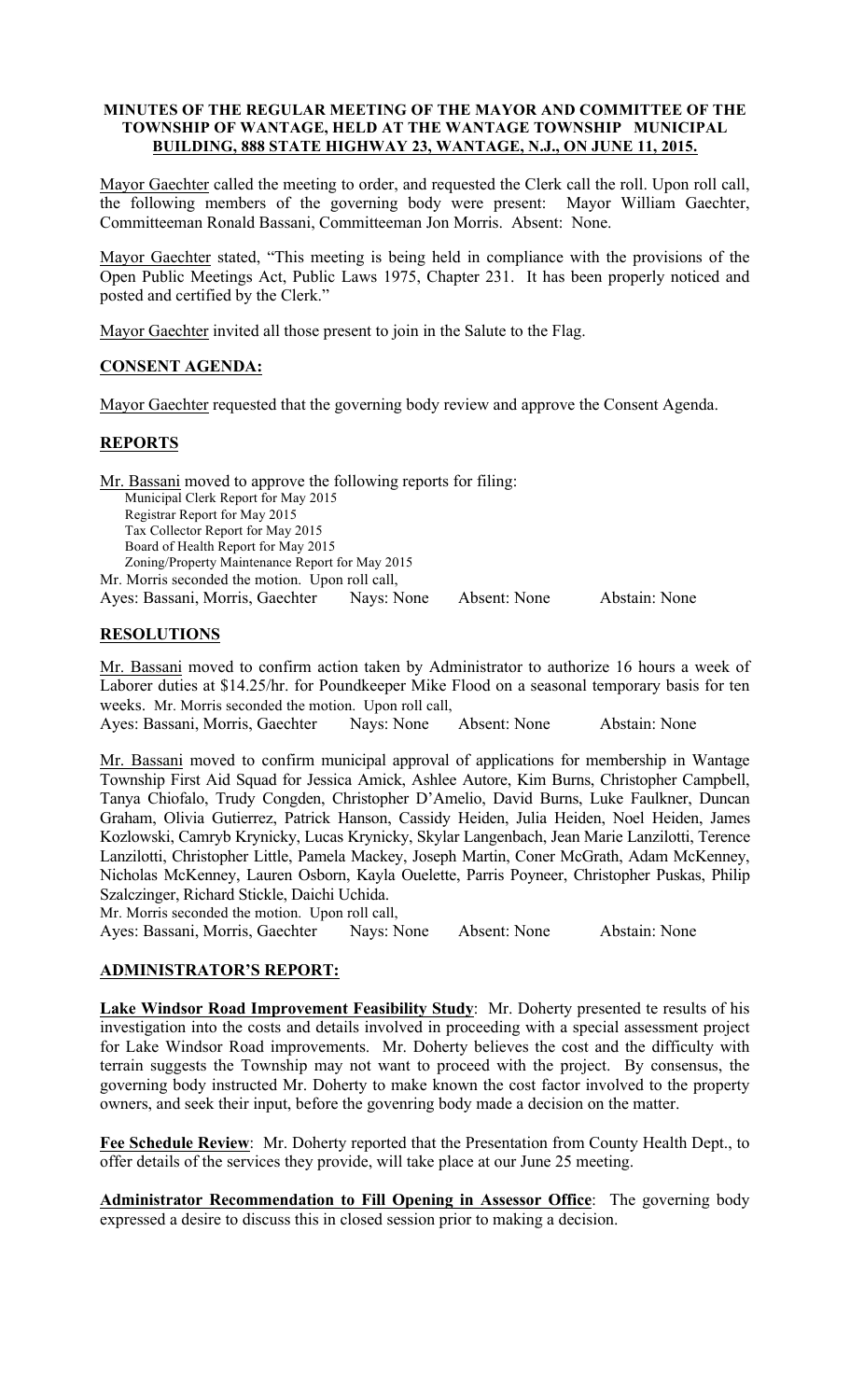**MINUTES OF THE REGULAR MEETING OF THE MAYOR AND COMMITTEE OF THE TOWNSHIP OF WANTAGE, HELD AT THE WANTAGE TOWNSHIP MUNICIPAL BUILDING, 888 STATE HIGHWAY 23, WANTAGE, N.J., ON JUNE 11, 2015.**

Mayor Gaechter called the meeting to order, and requested the Clerk call the roll. Upon roll call, the following members of the governing body were present: Mayor William Gaechter, Committeeman Ronald Bassani, Committeeman Jon Morris. Absent: None.

Mayor Gaechter stated, "This meeting is being held in compliance with the provisions of the Open Public Meetings Act, Public Laws 1975, Chapter 231. It has been properly noticed and posted and certified by the Clerk."

Mayor Gaechter invited all those present to join in the Salute to the Flag.

## CONSENT AGENDA:

Mayor Gaechter requested that the governing body review and approve the Consent Agenda.

## REPORTS

Mr. Bassani moved to approve the following reports for filing:
Municipal Clerk Report for May 2015
Registrar Report for May 2015
Tax Collector Report for May 2015
Board of Health Report for May 2015
Zoning/Property Maintenance Report for May 2015
Mr. Morris seconded the motion. Upon roll call,
Ayes: Bassani, Morris, Gaechter Nays: None Absent: None Abstain: None

## RESOLUTIONS

Mr. Bassani moved to confirm action taken by Administrator to authorize 16 hours a week of Laborer duties at $14.25/hr. for Poundkeeper Mike Flood on a seasonal temporary basis for ten weeks. Mr. Morris seconded the motion. Upon roll call,
Ayes: Bassani, Morris, Gaechter Nays: None Absent: None Abstain: None

Mr. Bassani moved to confirm municipal approval of applications for membership in Wantage Township First Aid Squad for Jessica Amick, Ashlee Autore, Kim Burns, Christopher Campbell, Tanya Chiofalo, Trudy Congden, Christopher D'Amelio, David Burns, Luke Faulkner, Duncan Graham, Olivia Gutierrez, Patrick Hanson, Cassidy Heiden, Julia Heiden, Noel Heiden, James Kozlowski, Camryb Krynicky, Lucas Krynicky, Skylar Langenbach, Jean Marie Lanzilotti, Terence Lanzilotti, Christopher Little, Pamela Mackey, Joseph Martin, Coner McGrath, Adam McKenney, Nicholas McKenney, Lauren Osborn, Kayla Ouelette, Parris Poyneer, Christopher Puskas, Philip Szalczinger, Richard Stickle, Daichi Uchida.
Mr. Morris seconded the motion. Upon roll call,
Ayes: Bassani, Morris, Gaechter Nays: None Absent: None Abstain: None

## ADMINISTRATOR'S REPORT:

**Lake Windsor Road Improvement Feasibility Study**: Mr. Doherty presented te results of his investigation into the costs and details involved in proceeding with a special assessment project for Lake Windsor Road improvements. Mr. Doherty believes the cost and the difficulty with terrain suggests the Township may not want to proceed with the project. By consensus, the governing body instructed Mr. Doherty to make known the cost factor involved to the property owners, and seek their input, before the govenring body made a decision on the matter.

**Fee Schedule Review**: Mr. Doherty reported that the Presentation from County Health Dept., to offer details of the services they provide, will take place at our June 25 meeting.

**Administrator Recommendation to Fill Opening in Assessor Office**: The governing body expressed a desire to discuss this in closed session prior to making a decision.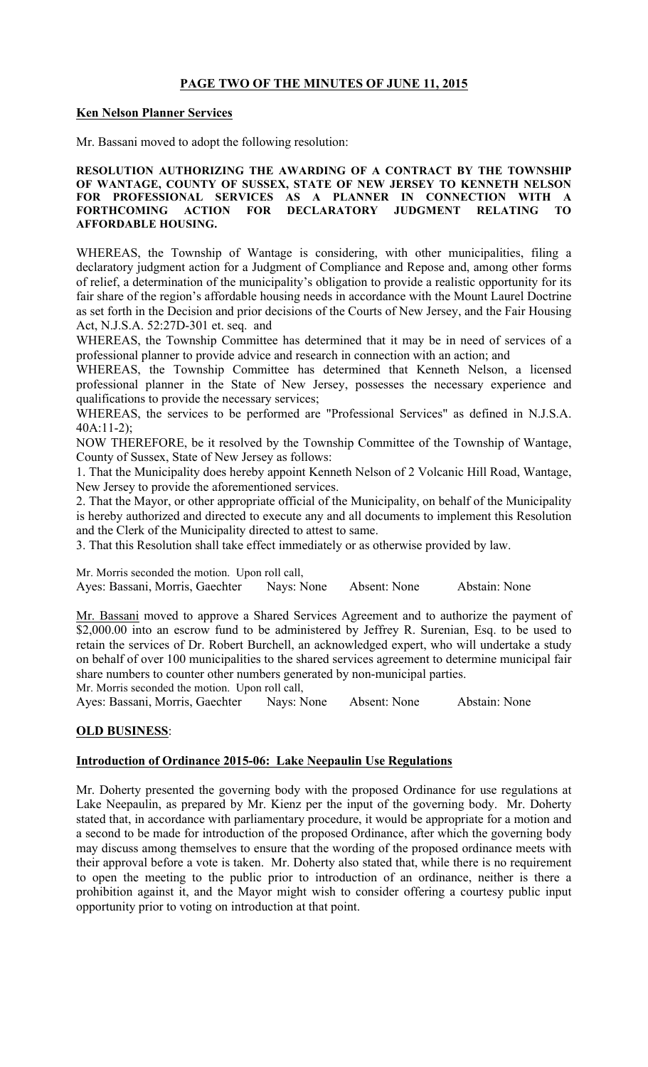**PAGE TWO OF THE MINUTES OF JUNE 11, 2015**

**Ken Nelson Planner Services**

Mr. Bassani moved to adopt the following resolution:

**RESOLUTION AUTHORIZING THE AWARDING OF A CONTRACT BY THE TOWNSHIP OF WANTAGE, COUNTY OF SUSSEX, STATE OF NEW JERSEY TO KENNETH NELSON FOR PROFESSIONAL SERVICES AS A PLANNER IN CONNECTION WITH A FORTHCOMING ACTION FOR DECLARATORY JUDGMENT RELATING TO AFFORDABLE HOUSING.**

WHEREAS, the Township of Wantage is considering, with other municipalities, filing a declaratory judgment action for a Judgment of Compliance and Repose and, among other forms of relief, a determination of the municipality's obligation to provide a realistic opportunity for its fair share of the region's affordable housing needs in accordance with the Mount Laurel Doctrine as set forth in the Decision and prior decisions of the Courts of New Jersey, and the Fair Housing Act, N.J.S.A. 52:27D-301 et. seq. and

WHEREAS, the Township Committee has determined that it may be in need of services of a professional planner to provide advice and research in connection with an action; and

WHEREAS, the Township Committee has determined that Kenneth Nelson, a licensed professional planner in the State of New Jersey, possesses the necessary experience and qualifications to provide the necessary services;

WHEREAS, the services to be performed are "Professional Services" as defined in N.J.S.A. 40A:11-2);

NOW THEREFORE, be it resolved by the Township Committee of the Township of Wantage, County of Sussex, State of New Jersey as follows:

1. That the Municipality does hereby appoint Kenneth Nelson of 2 Volcanic Hill Road, Wantage, New Jersey to provide the aforementioned services.
2. That the Mayor, or other appropriate official of the Municipality, on behalf of the Municipality is hereby authorized and directed to execute any and all documents to implement this Resolution and the Clerk of the Municipality directed to attest to same.
3. That this Resolution shall take effect immediately or as otherwise provided by law.

Mr. Morris seconded the motion. Upon roll call,
Ayes: Bassani, Morris, Gaechter Nays: None Absent: None Abstain: None

Mr. Bassani moved to approve a Shared Services Agreement and to authorize the payment of $2,000.00 into an escrow fund to be administered by Jeffrey R. Surenian, Esq. to be used to retain the services of Dr. Robert Burchell, an acknowledged expert, who will undertake a study on behalf of over 100 municipalities to the shared services agreement to determine municipal fair share numbers to counter other numbers generated by non-municipal parties.
Mr. Morris seconded the motion. Upon roll call,
Ayes: Bassani, Morris, Gaechter Nays: None Absent: None Abstain: None

**OLD BUSINESS**:

**Introduction of Ordinance 2015-06: Lake Neepaulin Use Regulations**

Mr. Doherty presented the governing body with the proposed Ordinance for use regulations at Lake Neepaulin, as prepared by Mr. Kienz per the input of the governing body. Mr. Doherty stated that, in accordance with parliamentary procedure, it would be appropriate for a motion and a second to be made for introduction of the proposed Ordinance, after which the governing body may discuss among themselves to ensure that the wording of the proposed ordinance meets with their approval before a vote is taken. Mr. Doherty also stated that, while there is no requirement to open the meeting to the public prior to introduction of an ordinance, neither is there a prohibition against it, and the Mayor might wish to consider offering a courtesy public input opportunity prior to voting on introduction at that point.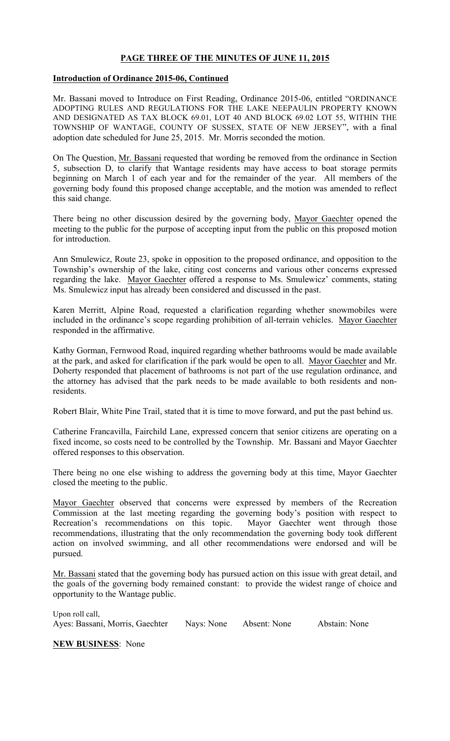**PAGE THREE OF THE MINUTES OF JUNE 11, 2015**

**Introduction of Ordinance 2015-06, Continued**

Mr. Bassani moved to Introduce on First Reading, Ordinance 2015-06, entitled "ORDINANCE ADOPTING RULES AND REGULATIONS FOR THE LAKE NEEPAULIN PROPERTY KNOWN AND DESIGNATED AS TAX BLOCK 69.01, LOT 40 AND BLOCK 69.02 LOT 55, WITHIN THE TOWNSHIP OF WANTAGE, COUNTY OF SUSSEX, STATE OF NEW JERSEY", with a final adoption date scheduled for June 25, 2015. Mr. Morris seconded the motion.

On The Question, Mr. Bassani requested that wording be removed from the ordinance in Section 5, subsection D, to clarify that Wantage residents may have access to boat storage permits beginning on March 1 of each year and for the remainder of the year. All members of the governing body found this proposed change acceptable, and the motion was amended to reflect this said change.

There being no other discussion desired by the governing body, Mayor Gaechter opened the meeting to the public for the purpose of accepting input from the public on this proposed motion for introduction.

Ann Smulewicz, Route 23, spoke in opposition to the proposed ordinance, and opposition to the Township's ownership of the lake, citing cost concerns and various other concerns expressed regarding the lake. Mayor Gaechter offered a response to Ms. Smulewicz' comments, stating Ms. Smulewicz input has already been considered and discussed in the past.

Karen Merritt, Alpine Road, requested a clarification regarding whether snowmobiles were included in the ordinance's scope regarding prohibition of all-terrain vehicles. Mayor Gaechter responded in the affirmative.

Kathy Gorman, Fernwood Road, inquired regarding whether bathrooms would be made available at the park, and asked for clarification if the park would be open to all. Mayor Gaechter and Mr. Doherty responded that placement of bathrooms is not part of the use regulation ordinance, and the attorney has advised that the park needs to be made available to both residents and non-residents.

Robert Blair, White Pine Trail, stated that it is time to move forward, and put the past behind us.

Catherine Francavilla, Fairchild Lane, expressed concern that senior citizens are operating on a fixed income, so costs need to be controlled by the Township. Mr. Bassani and Mayor Gaechter offered responses to this observation.

There being no one else wishing to address the governing body at this time, Mayor Gaechter closed the meeting to the public.

Mayor Gaechter observed that concerns were expressed by members of the Recreation Commission at the last meeting regarding the governing body's position with respect to Recreation's recommendations on this topic. Mayor Gaechter went through those recommendations, illustrating that the only recommendation the governing body took different action on involved swimming, and all other recommendations were endorsed and will be pursued.

Mr. Bassani stated that the governing body has pursued action on this issue with great detail, and the goals of the governing body remained constant: to provide the widest range of choice and opportunity to the Wantage public.

Upon roll call,
Ayes: Bassani, Morris, Gaechter    Nays: None    Absent: None    Abstain: None

**NEW BUSINESS**: None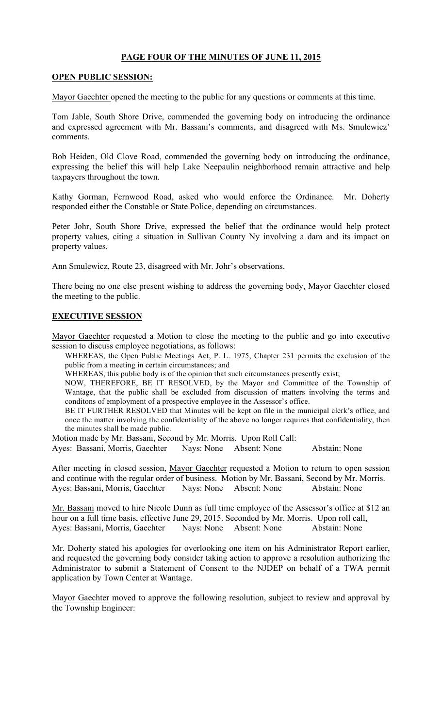**PAGE FOUR OF THE MINUTES OF JUNE 11, 2015**

**OPEN PUBLIC SESSION:**

Mayor Gaechter opened the meeting to the public for any questions or comments at this time.

Tom Jable, South Shore Drive, commended the governing body on introducing the ordinance and expressed agreement with Mr. Bassani's comments, and disagreed with Ms. Smulewicz' comments.

Bob Heiden, Old Clove Road, commended the governing body on introducing the ordinance, expressing the belief this will help Lake Neepaulin neighborhood remain attractive and help taxpayers throughout the town.

Kathy Gorman, Fernwood Road, asked who would enforce the Ordinance. Mr. Doherty responded either the Constable or State Police, depending on circumstances.

Peter Johr, South Shore Drive, expressed the belief that the ordinance would help protect property values, citing a situation in Sullivan County Ny involving a dam and its impact on property values.

Ann Smulewicz, Route 23, disagreed with Mr. Johr's observations.

There being no one else present wishing to address the governing body, Mayor Gaechter closed the meeting to the public.

**EXECUTIVE SESSION**

Mayor Gaechter requested a Motion to close the meeting to the public and go into executive session to discuss employee negotiations, as follows:

WHEREAS, the Open Public Meetings Act, P. L. 1975, Chapter 231 permits the exclusion of the public from a meeting in certain circumstances; and

WHEREAS, this public body is of the opinion that such circumstances presently exist;

NOW, THEREFORE, BE IT RESOLVED, by the Mayor and Committee of the Township of Wantage, that the public shall be excluded from discussion of matters involving the terms and conditons of employment of a prospective employee in the Assessor's office.

BE IT FURTHER RESOLVED that Minutes will be kept on file in the municipal clerk's office, and once the matter involving the confidentiality of the above no longer requires that confidentiality, then the minutes shall be made public.

Motion made by Mr. Bassani, Second by Mr. Morris. Upon Roll Call:
Ayes: Bassani, Morris, Gaechter Nays: None Absent: None Abstain: None

After meeting in closed session, Mayor Gaechter requested a Motion to return to open session and continue with the regular order of business. Motion by Mr. Bassani, Second by Mr. Morris.
Ayes: Bassani, Morris, Gaechter Nays: None Absent: None Abstain: None

Mr. Bassani moved to hire Nicole Dunn as full time employee of the Assessor's office at $12 an hour on a full time basis, effective June 29, 2015. Seconded by Mr. Morris. Upon roll call,
Ayes: Bassani, Morris, Gaechter Nays: None Absent: None Abstain: None

Mr. Doherty stated his apologies for overlooking one item on his Administrator Report earlier, and requested the governing body consider taking action to approve a resolution authorizing the Administrator to submit a Statement of Consent to the NJDEP on behalf of a TWA permit application by Town Center at Wantage.

Mayor Gaechter moved to approve the following resolution, subject to review and approval by the Township Engineer: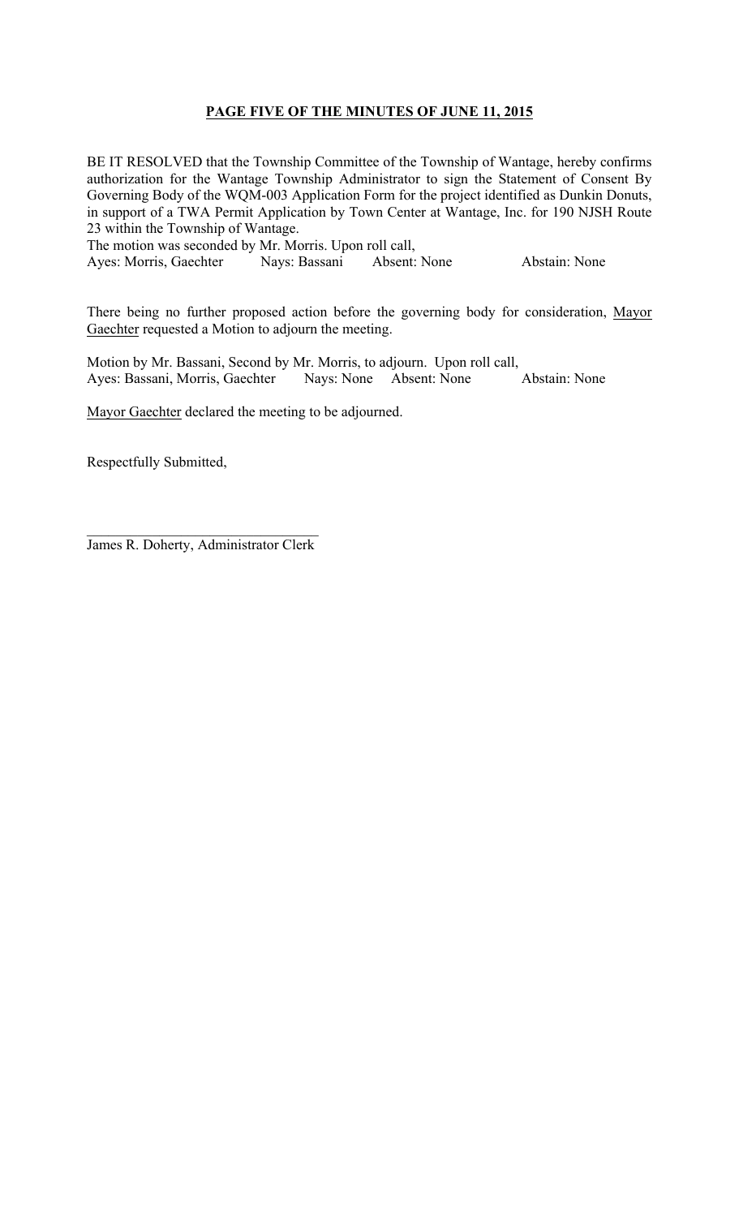**PAGE FIVE OF THE MINUTES OF JUNE 11, 2015**

BE IT RESOLVED that the Township Committee of the Township of Wantage, hereby confirms authorization for the Wantage Township Administrator to sign the Statement of Consent By Governing Body of the WQM-003 Application Form for the project identified as Dunkin Donuts, in support of a TWA Permit Application by Town Center at Wantage, Inc. for 190 NJSH Route 23 within the Township of Wantage.
The motion was seconded by Mr. Morris. Upon roll call,
Ayes: Morris, Gaechter    Nays: Bassani    Absent: None    Abstain: None

There being no further proposed action before the governing body for consideration, Mayor Gaechter requested a Motion to adjourn the meeting.

Motion by Mr. Bassani, Second by Mr. Morris, to adjourn. Upon roll call,
Ayes: Bassani, Morris, Gaechter    Nays: None    Absent: None    Abstain: None

Mayor Gaechter declared the meeting to be adjourned.

Respectfully Submitted,

\_\_\_\_\_\_\_\_\_\_\_\_\_\_\_\_\_\_\_\_\_\_\_\_\_\_\_\_\_\_\_\_
James R. Doherty, Administrator Clerk